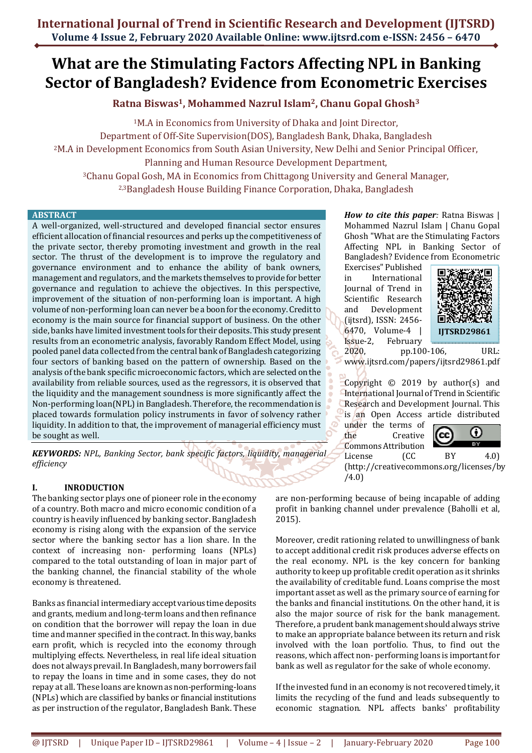# What are the Stimulating Factors Affecting NPL in Banking Sector of Bangladesh? Evidence from Econometric Exercises

**Ratna Biswas[1], Mohammed Nazrul Islam[2], Chanu Gopal Ghosh[3]**

[1]M.A in Economics from University of Dhaka and Joint Director, Department of Off-Site Supervision(DOS), Bangladesh Bank, Dhaka, Bangladesh

[2]M.A in Development Economics from South Asian University, New Delhi and Senior Principal Officer, Planning and Human Resource Development Department,

[3]Chanu Gopal Gosh, MA in Economics from Chittagong University and General Manager,

[2,3]Bangladesh House Building Finance Corporation, Dhaka, Bangladesh

## ABSTRACT

A well-organized, well-structured and developed financial sector ensures efficient allocation of financial resources and perks up the competitiveness of the private sector, thereby promoting investment and growth in the real sector. The thrust of the development is to improve the regulatory and governance environment and to enhance the ability of bank owners, management and regulators, and the markets themselves to provide for better governance and regulation to achieve the objectives. In this perspective, improvement of the situation of non-performing loan is important. A high volume of non-performing loan can never be a boon for the economy. Credit to economy is the main source for financial support of business. On the other side, banks have limited investment tools for their deposits. This study present results from an econometric analysis, favorably Random Effect Model, using pooled panel data collected from the central bank of Bangladesh categorizing four sectors of banking based on the pattern of ownership. Based on the analysis of the bank specific microeconomic factors, which are selected on the availability from reliable sources, used as the regressors, it is observed that the liquidity and the management soundness is more significantly affect the Non-performing loan(NPL) in Bangladesh. Therefore, the recommendation is placed towards formulation policy instruments in favor of solvency rather liquidity. In addition to that, the improvement of managerial efficiency must be sought as well.

***KEYWORDS:*** *NPL, Banking Sector, bank specific factors, liquidity, managerial efficiency*

***How to cite this paper:*** Ratna Biswas | Mohammed Nazrul Islam | Chanu Gopal Ghosh "What are the Stimulating Factors Affecting NPL in Banking Sector of Bangladesh? Evidence from Econometric Exercises" Published in International Journal of Trend in Scientific Research and Development (ijtsrd), ISSN: 2456-6470, Volume-4 | Issue-2, February 2020, pp.100-106, URL: www.ijtsrd.com/papers/ijtsrd29861.pdf

IJTSRD29861

Copyright © 2019 by author(s) and International Journal of Trend in Scientific Research and Development Journal. This is an Open Access article distributed under the terms of the Creative Commons Attribution License (CC BY 4.0) (http://creativecommons.org/licenses/by/4.0)

## I. INTRODUCTION

The banking sector plays one of pioneer role in the economy of a country. Both macro and micro economic condition of a country is heavily influenced by banking sector. Bangladesh economy is rising along with the expansion of the service sector where the banking sector has a lion share. In the context of increasing non- performing loans (NPLs) compared to the total outstanding of loan in major part of the banking channel, the financial stability of the whole economy is threatened.

Banks as financial intermediary accept various time deposits and grants, medium and long-term loans and then refinance on condition that the borrower will repay the loan in due time and manner specified in the contract. In this way, banks earn profit, which is recycled into the economy through multiplying effects. Nevertheless, in real life ideal situation does not always prevail. In Bangladesh, many borrowers fail to repay the loans in time and in some cases, they do not repay at all. These loans are known as non-performing-loans (NPLs) which are classified by banks or financial institutions as per instruction of the regulator, Bangladesh Bank. These are non-performing because of being incapable of adding profit in banking channel under prevalence (Baholli et al, 2015).

Moreover, credit rationing related to unwillingness of bank to accept additional credit risk produces adverse effects on the real economy. NPL is the key concern for banking authority to keep up profitable credit operation as it shrinks the availability of creditable fund. Loans comprise the most important asset as well as the primary source of earning for the banks and financial institutions. On the other hand, it is also the major source of risk for the bank management. Therefore, a prudent bank management should always strive to make an appropriate balance between its return and risk involved with the loan portfolio. Thus, to find out the reasons, which affect non- performing loans is important for bank as well as regulator for the sake of whole economy.

If the invested fund in an economy is not recovered timely, it limits the recycling of the fund and leads subsequently to economic stagnation. NPL affects banks' profitability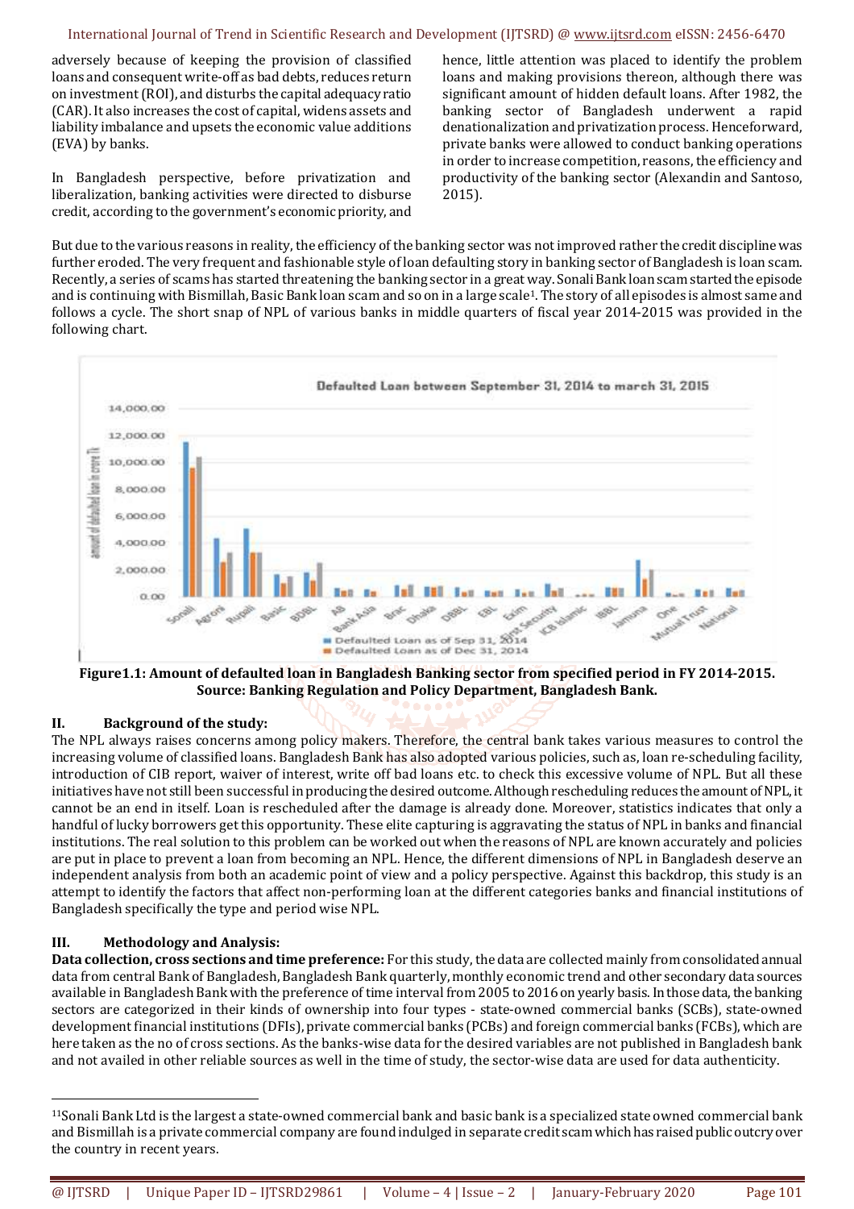adversely because of keeping the provision of classified loans and consequent write-off as bad debts, reduces return on investment (ROI), and disturbs the capital adequacy ratio (CAR). It also increases the cost of capital, widens assets and liability imbalance and upsets the economic value additions (EVA) by banks.

In Bangladesh perspective, before privatization and liberalization, banking activities were directed to disburse credit, according to the government's economic priority, and hence, little attention was placed to identify the problem loans and making provisions thereon, although there was significant amount of hidden default loans. After 1982, the banking sector of Bangladesh underwent a rapid denationalization and privatization process. Henceforward, private banks were allowed to conduct banking operations in order to increase competition, reasons, the efficiency and productivity of the banking sector (Alexandin and Santoso, 2015).

But due to the various reasons in reality, the efficiency of the banking sector was not improved rather the credit discipline was further eroded. The very frequent and fashionable style of loan defaulting story in banking sector of Bangladesh is loan scam. Recently, a series of scams has started threatening the banking sector in a great way. Sonali Bank loan scam started the episode and is continuing with Bismillah, Basic Bank loan scam and so on in a large scale[1]. The story of all episodes is almost same and follows a cycle. The short snap of NPL of various banks in middle quarters of fiscal year 2014-2015 was provided in the following chart.

**Figure1.1: Amount of defaulted loan in Bangladesh Banking sector from specified period in FY 2014-2015. Source: Banking Regulation and Policy Department, Bangladesh Bank.**

## II. Background of the study:

The NPL always raises concerns among policy makers. Therefore, the central bank takes various measures to control the increasing volume of classified loans. Bangladesh Bank has also adopted various policies, such as, loan re-scheduling facility, introduction of CIB report, waiver of interest, write off bad loans etc. to check this excessive volume of NPL. But all these initiatives have not still been successful in producing the desired outcome. Although rescheduling reduces the amount of NPL, it cannot be an end in itself. Loan is rescheduled after the damage is already done. Moreover, statistics indicates that only a handful of lucky borrowers get this opportunity. These elite capturing is aggravating the status of NPL in banks and financial institutions. The real solution to this problem can be worked out when the reasons of NPL are known accurately and policies are put in place to prevent a loan from becoming an NPL. Hence, the different dimensions of NPL in Bangladesh deserve an independent analysis from both an academic point of view and a policy perspective. Against this backdrop, this study is an attempt to identify the factors that affect non-performing loan at the different categories banks and financial institutions of Bangladesh specifically the type and period wise NPL.

## III. Methodology and Analysis:

**Data collection, cross sections and time preference:** For this study, the data are collected mainly from consolidated annual data from central Bank of Bangladesh, Bangladesh Bank quarterly, monthly economic trend and other secondary data sources available in Bangladesh Bank with the preference of time interval from 2005 to 2016 on yearly basis. In those data, the banking sectors are categorized in their kinds of ownership into four types - state-owned commercial banks (SCBs), state-owned development financial institutions (DFIs), private commercial banks (PCBs) and foreign commercial banks (FCBs), which are here taken as the no of cross sections. As the banks-wise data for the desired variables are not published in Bangladesh bank and not availed in other reliable sources as well in the time of study, the sector-wise data are used for data authenticity.

---

[1]Sonali Bank Ltd is the largest a state-owned commercial bank and basic bank is a specialized state owned commercial bank and Bismillah is a private commercial company are found indulged in separate credit scam which has raised public outcry over the country in recent years.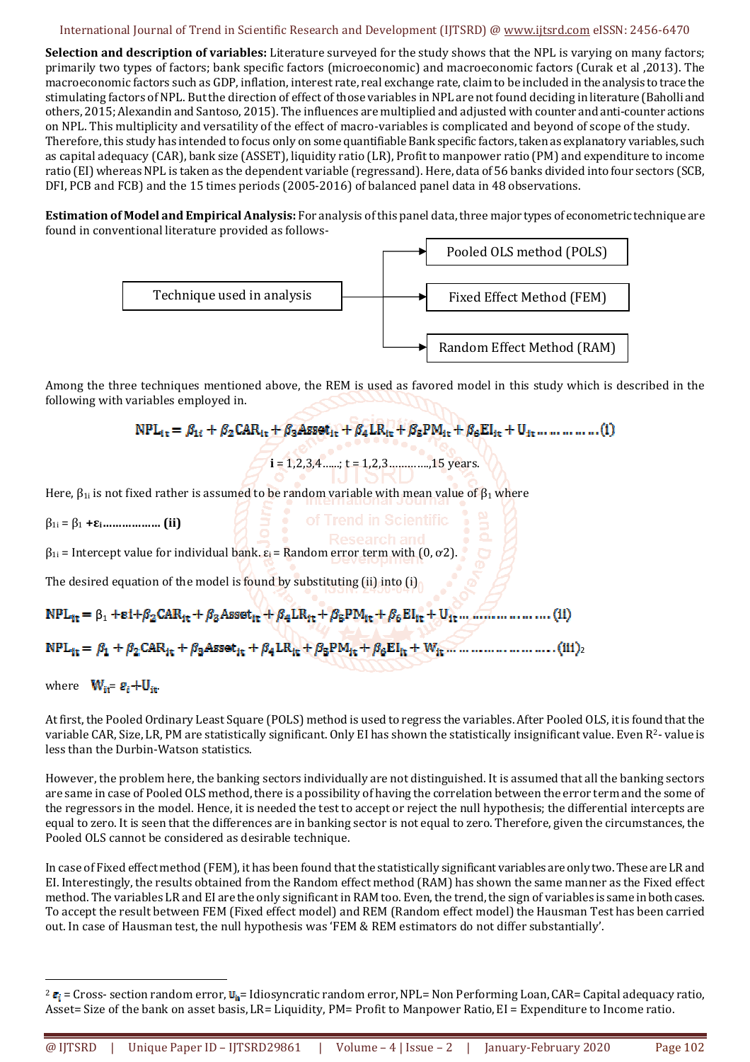**Selection and description of variables:** Literature surveyed for the study shows that the NPL is varying on many factors; primarily two types of factors; bank specific factors (microeconomic) and macroeconomic factors (Curak et al ,2013). The macroeconomic factors such as GDP, inflation, interest rate, real exchange rate, claim to be included in the analysis to trace the stimulating factors of NPL. But the direction of effect of those variables in NPL are not found deciding in literature (Baholli and others, 2015; Alexandin and Santoso, 2015). The influences are multiplied and adjusted with counter and anti-counter actions on NPL. This multiplicity and versatility of the effect of macro-variables is complicated and beyond of scope of the study. Therefore, this study has intended to focus only on some quantifiable Bank specific factors, taken as explanatory variables, such as capital adequacy (CAR), bank size (ASSET), liquidity ratio (LR), Profit to manpower ratio (PM) and expenditure to income ratio (EI) whereas NPL is taken as the dependent variable (regressand). Here, data of 56 banks divided into four sectors (SCB, DFI, PCB and FCB) and the 15 times periods (2005-2016) of balanced panel data in 48 observations.

**Estimation of Model and Empirical Analysis:** For analysis of this panel data, three major types of econometric technique are found in conventional literature provided as follows-

- Technique used in analysis
  - Pooled OLS method (POLS)
  - Fixed Effect Method (FEM)
  - Random Effect Method (RAM)

Among the three techniques mentioned above, the REM is used as favored model in this study which is described in the following with variables employed in.

$$NPL_{it} = \beta_{1i} + \beta_2 CAR_{it} + \beta_3 Asset_{it} + \beta_4 LR_{it} + \beta_5 PM_{it} + \beta_6 EI_{it} + U_{it} \ldots\ldots\ldots\ldots (i)$$

$i = 1,2,3,4\ldots\ldots$; $t = 1,2,3\ldots\ldots\ldots\ldots,15$ years.

Here, $\beta_{1i}$ is not fixed rather is assumed to be random variable with mean value of $\beta_1$ where

$\beta_{1i} = \beta_1 + \varepsilon_i$……………… **(ii)**

$\beta_{1i}$ = Intercept value for individual bank. $\varepsilon_i$ = Random error term with $(0, \sigma 2)$.

The desired equation of the model is found by substituting (ii) into (i)

$$NPL_{it} = \beta_1 + \varepsilon i + \beta_2 CAR_{it} + \beta_3 Asset_{it} + \beta_4 LR_{it} + \beta_5 PM_{it} + \beta_6 EI_{it} + U_{it} \ldots\ldots\ldots\ldots\ldots (ii)$$

$$NPL_{it} = \beta_1 + \beta_2 CAR_{it} + \beta_3 Asset_{it} + \beta_4 LR_{it} + \beta_5 PM_{it} + \beta_6 EI_{it} + W_{it} \ldots\ldots\ldots\ldots\ldots\ldots (iii)$$[2]

where $W_{it} = \varepsilon_i + U_{it}$

At first, the Pooled Ordinary Least Square (POLS) method is used to regress the variables. After Pooled OLS, it is found that the variable CAR, Size, LR, PM are statistically significant. Only EI has shown the statistically insignificant value. Even $R^2$- value is less than the Durbin-Watson statistics.

However, the problem here, the banking sectors individually are not distinguished. It is assumed that all the banking sectors are same in case of Pooled OLS method, there is a possibility of having the correlation between the error term and the some of the regressors in the model. Hence, it is needed the test to accept or reject the null hypothesis; the differential intercepts are equal to zero. It is seen that the differences are in banking sector is not equal to zero. Therefore, given the circumstances, the Pooled OLS cannot be considered as desirable technique.

In case of Fixed effect method (FEM), it has been found that the statistically significant variables are only two. These are LR and EI. Interestingly, the results obtained from the Random effect method (RAM) has shown the same manner as the Fixed effect method. The variables LR and EI are the only significant in RAM too. Even, the trend, the sign of variables is same in both cases. To accept the result between FEM (Fixed effect model) and REM (Random effect model) the Hausman Test has been carried out. In case of Hausman test, the null hypothesis was 'FEM & REM estimators do not differ substantially'.

---

[2] $\varepsilon_i$ = Cross- section random error, $U_{it}$= Idiosyncratic random error, NPL= Non Performing Loan, CAR= Capital adequacy ratio, Asset= Size of the bank on asset basis, LR= Liquidity, PM= Profit to Manpower Ratio, EI = Expenditure to Income ratio.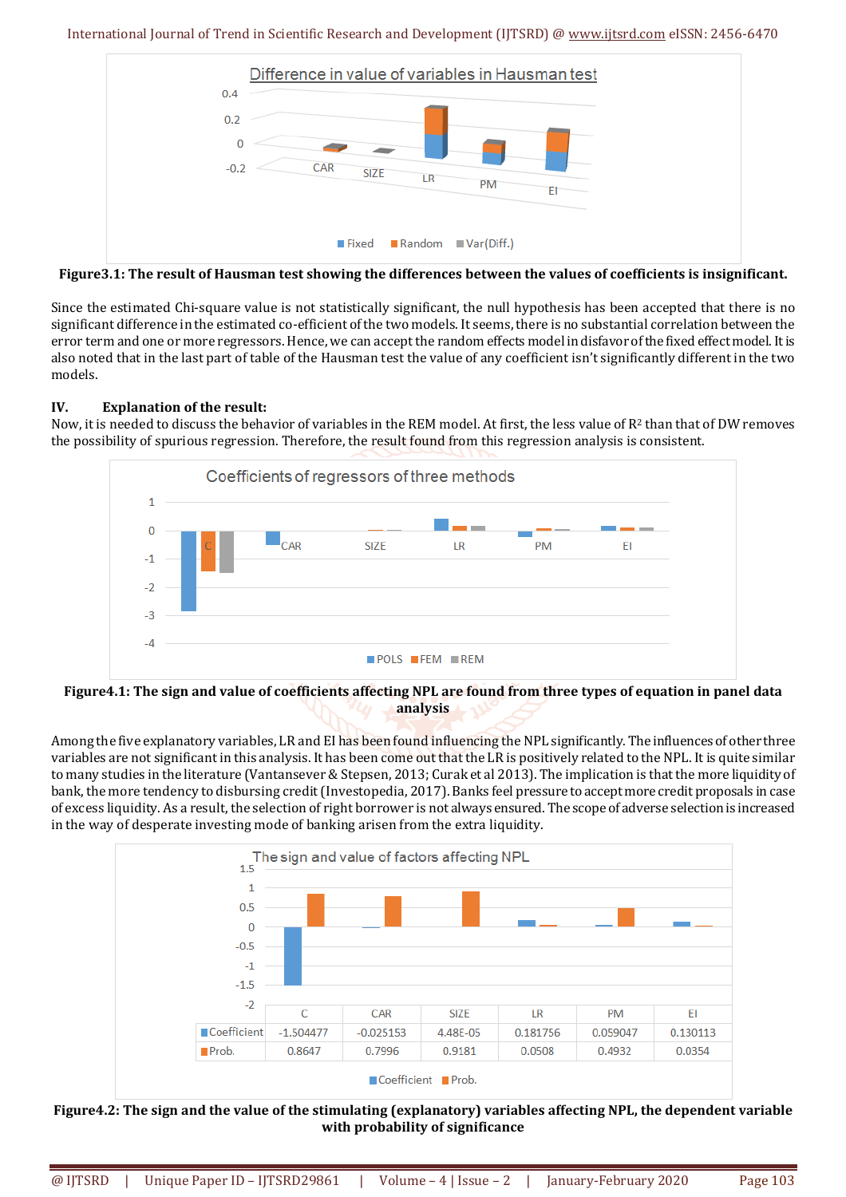Difference in value of variables in Hausman test

**Figure3.1: The result of Hausman test showing the differences between the values of coefficients is insignificant.**

Since the estimated Chi-square value is not statistically significant, the null hypothesis has been accepted that there is no significant difference in the estimated co-efficient of the two models. It seems, there is no substantial correlation between the error term and one or more regressors. Hence, we can accept the random effects model in disfavor of the fixed effect model. It is also noted that in the last part of table of the Hausman test the value of any coefficient isn't significantly different in the two models.

## IV. Explanation of the result:

Now, it is needed to discuss the behavior of variables in the REM model. At first, the less value of $R^2$ than that of DW removes the possibility of spurious regression. Therefore, the result found from this regression analysis is consistent.

Coefficients of regressors of three methods

**Figure4.1: The sign and value of coefficients affecting NPL are found from three types of equation in panel data analysis**

Among the five explanatory variables, LR and EI has been found influencing the NPL significantly. The influences of other three variables are not significant in this analysis. It has been come out that the LR is positively related to the NPL. It is quite similar to many studies in the literature (Vantansever & Stepsen, 2013; Curak et al 2013). The implication is that the more liquidity of bank, the more tendency to disbursing credit (Investopedia, 2017). Banks feel pressure to accept more credit proposals in case of excess liquidity. As a result, the selection of right borrower is not always ensured. The scope of adverse selection is increased in the way of desperate investing mode of banking arisen from the extra liquidity.

The sign and value of factors affecting NPL

| | C | CAR | SIZE | LR | PM | EI |
|---|---|---|---|---|---|---|
| Coefficient | -1.504477 | -0.025153 | 4.48E-05 | 0.181756 | 0.059047 | 0.130113 |
| Prob. | 0.8647 | 0.7996 | 0.9181 | 0.0508 | 0.4932 | 0.0354 |

**Figure4.2: The sign and the value of the stimulating (explanatory) variables affecting NPL, the dependent variable with probability of significance**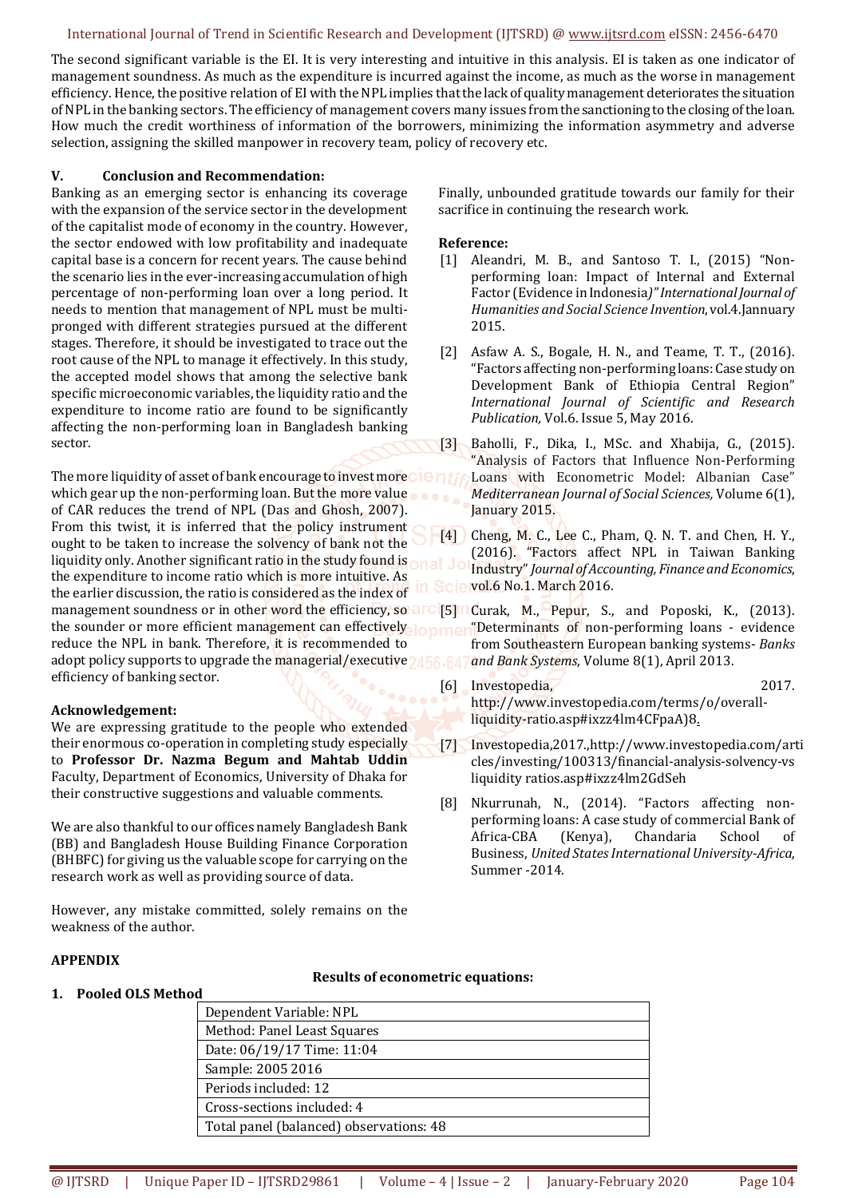The second significant variable is the EI. It is very interesting and intuitive in this analysis. EI is taken as one indicator of management soundness. As much as the expenditure is incurred against the income, as much as the worse in management efficiency. Hence, the positive relation of EI with the NPL implies that the lack of quality management deteriorates the situation of NPL in the banking sectors. The efficiency of management covers many issues from the sanctioning to the closing of the loan. How much the credit worthiness of information of the borrowers, minimizing the information asymmetry and adverse selection, assigning the skilled manpower in recovery team, policy of recovery etc.

## V. Conclusion and Recommendation:

Banking as an emerging sector is enhancing its coverage with the expansion of the service sector in the development of the capitalist mode of economy in the country. However, the sector endowed with low profitability and inadequate capital base is a concern for recent years. The cause behind the scenario lies in the ever-increasing accumulation of high percentage of non-performing loan over a long period. It needs to mention that management of NPL must be multi-pronged with different strategies pursued at the different stages. Therefore, it should be investigated to trace out the root cause of the NPL to manage it effectively. In this study, the accepted model shows that among the selective bank specific microeconomic variables, the liquidity ratio and the expenditure to income ratio are found to be significantly affecting the non-performing loan in Bangladesh banking sector.

The more liquidity of asset of bank encourage to invest more which gear up the non-performing loan. But the more value of CAR reduces the trend of NPL (Das and Ghosh, 2007). From this twist, it is inferred that the policy instrument ought to be taken to increase the solvency of bank not the liquidity only. Another significant ratio in the study found is the expenditure to income ratio which is more intuitive. As the earlier discussion, the ratio is considered as the index of management soundness or in other word the efficiency, so the sounder or more efficient management can effectively reduce the NPL in bank. Therefore, it is recommended to adopt policy supports to upgrade the managerial/executive efficiency of banking sector.

### Acknowledgement:

We are expressing gratitude to the people who extended their enormous co-operation in completing study especially to **Professor Dr. Nazma Begum and Mahtab Uddin** Faculty, Department of Economics, University of Dhaka for their constructive suggestions and valuable comments.

We are also thankful to our offices namely Bangladesh Bank (BB) and Bangladesh House Building Finance Corporation (BHBFC) for giving us the valuable scope for carrying on the research work as well as providing source of data.

However, any mistake committed, solely remains on the weakness of the author.

Finally, unbounded gratitude towards our family for their sacrifice in continuing the research work.

### Reference:

[1] Aleandri, M. B., and Santoso T. I., (2015) "Non-performing loan: Impact of Internal and External Factor (Evidence in Indonesia*)" International Journal of Humanities and Social Science Invention*, vol.4.Jannuary 2015.

[2] Asfaw A. S., Bogale, H. N., and Teame, T. T., (2016). "Factors affecting non-performing loans: Case study on Development Bank of Ethiopia Central Region" *International Journal of Scientific and Research Publication,* Vol.6. Issue 5, May 2016.

[3] Baholli, F., Dika, I., MSc. and Xhabija, G., (2015). "Analysis of Factors that Influence Non-Performing Loans with Econometric Model: Albanian Case" *Mediterranean Journal of Social Sciences,* Volume 6(1), January 2015.

[4] Cheng, M. C., Lee C., Pham, Q. N. T. and Chen, H. Y., (2016). "Factors affect NPL in Taiwan Banking Industry" *Journal of Accounting, Finance and Economics*, vol.6 No.1. March 2016.

[5] Curak, M., Pepur, S., and Poposki, K., (2013). "Determinants of non-performing loans - evidence from Southeastern European banking systems- *Banks and Bank Systems*, Volume 8(1), April 2013.

[6] Investopedia, 2017. http://www.investopedia.com/terms/o/overall-liquidity-ratio.asp#ixzz4lm4CFpaA)8.

[7] Investopedia,2017.,http://www.investopedia.com/articles/investing/100313/financial-analysis-solvency-vs liquidity ratios.asp#ixzz4lm2GdSeh

[8] Nkurrunah, N., (2014). "Factors affecting non-performing loans: A case study of commercial Bank of Africa-CBA (Kenya), Chandaria School of Business, *United States International University-Africa*, Summer -2014.

## APPENDIX

**Results of econometric equations:**

### 1. Pooled OLS Method

| Dependent Variable: NPL |
|---|
| Method: Panel Least Squares |
| Date: 06/19/17 Time: 11:04 |
| Sample: 2005 2016 |
| Periods included: 12 |
| Cross-sections included: 4 |
| Total panel (balanced) observations: 48 |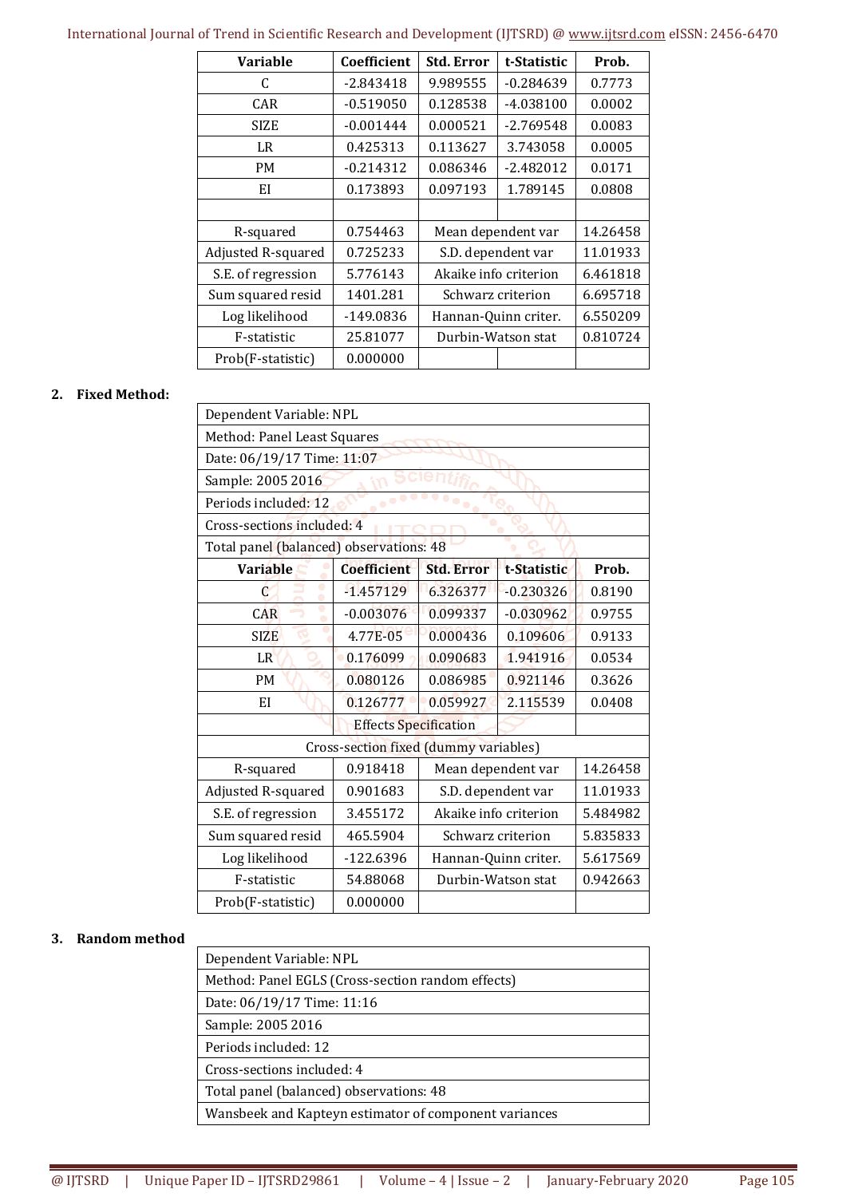| Variable | Coefficient | Std. Error | t-Statistic | Prob. |
|---|---|---|---|---|
| C | -2.843418 | 9.989555 | -0.284639 | 0.7773 |
| CAR | -0.519050 | 0.128538 | -4.038100 | 0.0002 |
| SIZE | -0.001444 | 0.000521 | -2.769548 | 0.0083 |
| LR | 0.425313 | 0.113627 | 3.743058 | 0.0005 |
| PM | -0.214312 | 0.086346 | -2.482012 | 0.0171 |
| EI | 0.173893 | 0.097193 | 1.789145 | 0.0808 |
| | | | | |
| R-squared | 0.754463 | Mean dependent var | | 14.26458 |
| Adjusted R-squared | 0.725233 | S.D. dependent var | | 11.01933 |
| S.E. of regression | 5.776143 | Akaike info criterion | | 6.461818 |
| Sum squared resid | 1401.281 | Schwarz criterion | | 6.695718 |
| Log likelihood | -149.0836 | Hannan-Quinn criter. | | 6.550209 |
| F-statistic | 25.81077 | Durbin-Watson stat | | 0.810724 |
| Prob(F-statistic) | 0.000000 | | | |

**2. Fixed Method:**

| Dependent Variable: NPL | | | | |
|---|---|---|---|---|
| Method: Panel Least Squares | | | | |
| Date: 06/19/17 Time: 11:07 | | | | |
| Sample: 2005 2016 | | | | |
| Periods included: 12 | | | | |
| Cross-sections included: 4 | | | | |
| Total panel (balanced) observations: 48 | | | | |
| **Variable** | **Coefficient** | **Std. Error** | **t-Statistic** | **Prob.** |
| C | -1.457129 | 6.326377 | -0.230326 | 0.8190 |
| CAR | -0.003076 | 0.099337 | -0.030962 | 0.9755 |
| SIZE | 4.77E-05 | 0.000436 | 0.109606 | 0.9133 |
| LR | 0.176099 | 0.090683 | 1.941916 | 0.0534 |
| PM | 0.080126 | 0.086985 | 0.921146 | 0.3626 |
| EI | 0.126777 | 0.059927 | 2.115539 | 0.0408 |
| | Effects Specification | | | |
| Cross-section fixed (dummy variables) | | | | |
| R-squared | 0.918418 | Mean dependent var | | 14.26458 |
| Adjusted R-squared | 0.901683 | S.D. dependent var | | 11.01933 |
| S.E. of regression | 3.455172 | Akaike info criterion | | 5.484982 |
| Sum squared resid | 465.5904 | Schwarz criterion | | 5.835833 |
| Log likelihood | -122.6396 | Hannan-Quinn criter. | | 5.617569 |
| F-statistic | 54.88068 | Durbin-Watson stat | | 0.942663 |
| Prob(F-statistic) | 0.000000 | | | |

**3. Random method**

| Dependent Variable: NPL |
|---|
| Method: Panel EGLS (Cross-section random effects) |
| Date: 06/19/17 Time: 11:16 |
| Sample: 2005 2016 |
| Periods included: 12 |
| Cross-sections included: 4 |
| Total panel (balanced) observations: 48 |
| Wansbeek and Kapteyn estimator of component variances |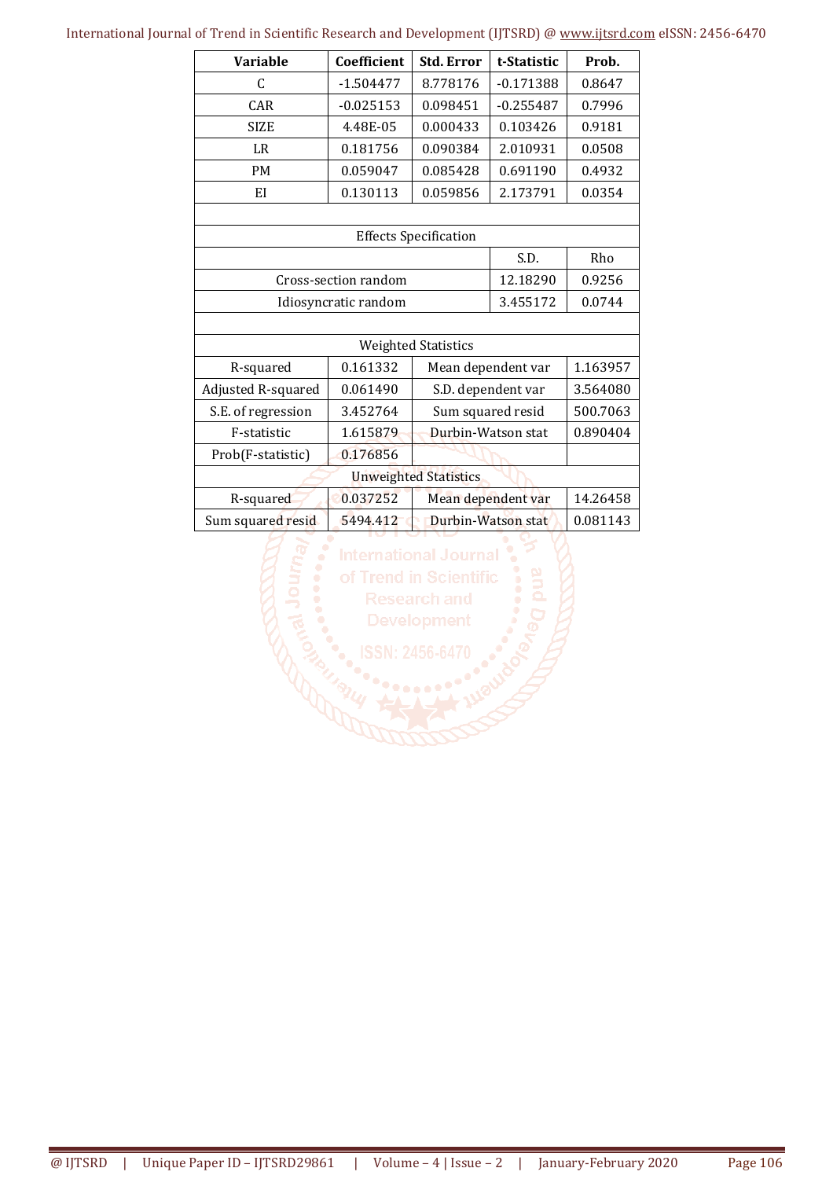| Variable | Coefficient | Std. Error | t-Statistic | Prob. |
|---|---|---|---|---|
| C | -1.504477 | 8.778176 | -0.171388 | 0.8647 |
| CAR | -0.025153 | 0.098451 | -0.255487 | 0.7996 |
| SIZE | 4.48E-05 | 0.000433 | 0.103426 | 0.9181 |
| LR | 0.181756 | 0.090384 | 2.010931 | 0.0508 |
| PM | 0.059047 | 0.085428 | 0.691190 | 0.4932 |
| EI | 0.130113 | 0.059856 | 2.173791 | 0.0354 |
| | | | | |
| Effects Specification | | | | |
| | | | S.D. | Rho |
| Cross-section random | | | 12.18290 | 0.9256 |
| Idiosyncratic random | | | 3.455172 | 0.0744 |
| | | | | |
| Weighted Statistics | | | | |
| R-squared | 0.161332 | Mean dependent var | | 1.163957 |
| Adjusted R-squared | 0.061490 | S.D. dependent var | | 3.564080 |
| S.E. of regression | 3.452764 | Sum squared resid | | 500.7063 |
| F-statistic | 1.615879 | Durbin-Watson stat | | 0.890404 |
| Prob(F-statistic) | 0.176856 | | | |
| Unweighted Statistics | | | | |
| R-squared | 0.037252 | Mean dependent var | | 14.26458 |
| Sum squared resid | 5494.412 | Durbin-Watson stat | | 0.081143 |